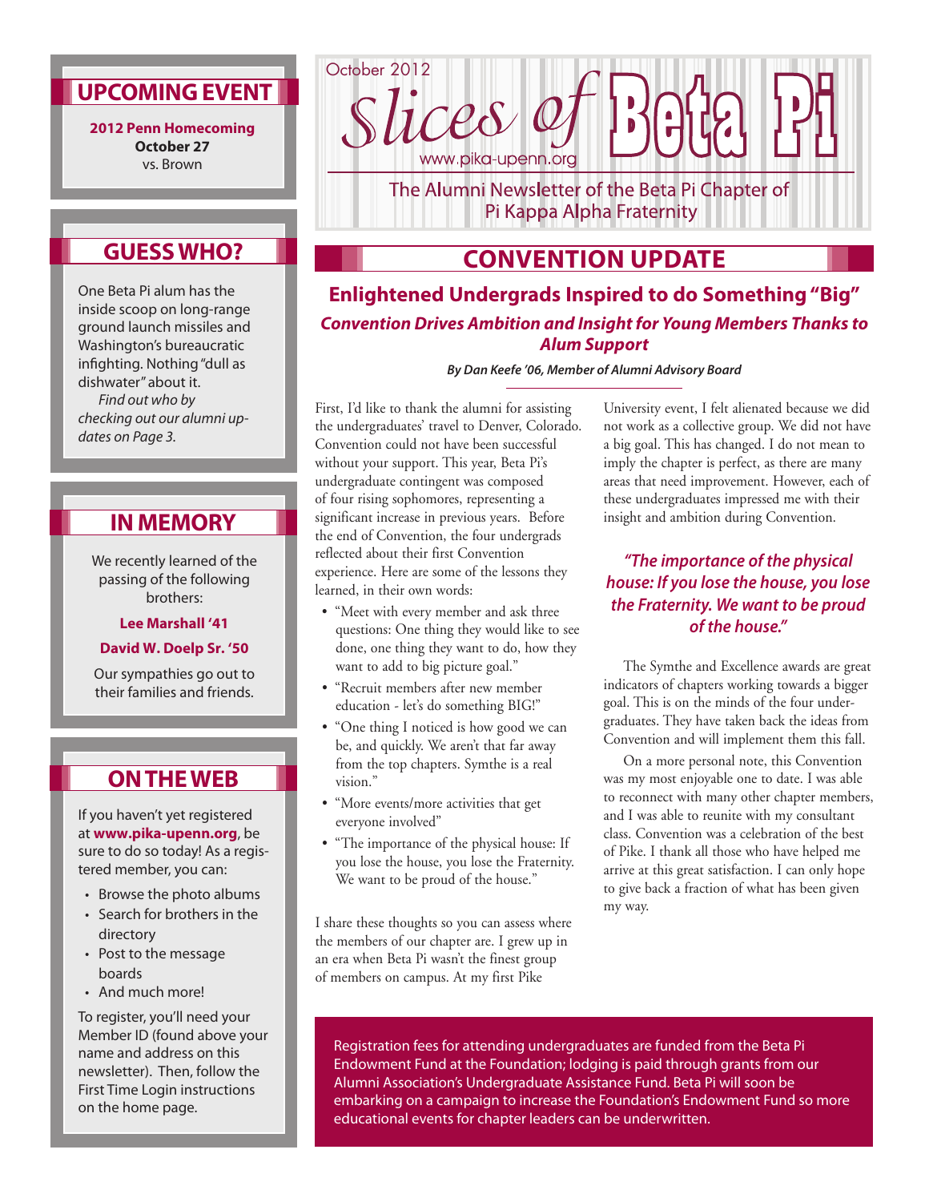October 2012

# Slices of Beta Pi

www.pika-upenn.org

The Alumni Newsletter of the Beta Pi Chapter of Pi Kappa Alpha Fraternity

## CONVENTION UPDATE

### Enlightened Undergrads Inspired to do Something "Big"

***Convention Drives Ambition and Insight for Young Members Thanks to Alum Support***

***By Dan Keefe '06, Member of Alumni Advisory Board***

First, I'd like to thank the alumni for assisting the undergraduates' travel to Denver, Colorado. Convention could not have been successful without your support. This year, Beta Pi's undergraduate contingent was composed of four rising sophomores, representing a significant increase in previous years. Before the end of Convention, the four undergrads reflected about their first Convention experience. Here are some of the lessons they learned, in their own words:

- "Meet with every member and ask three questions: One thing they would like to see done, one thing they want to do, how they want to add to big picture goal."
- "Recruit members after new member education - let's do something BIG!"
- "One thing I noticed is how good we can be, and quickly. We aren't that far away from the top chapters. Symthe is a real vision."
- "More events/more activities that get everyone involved"
- "The importance of the physical house: If you lose the house, you lose the Fraternity. We want to be proud of the house."

I share these thoughts so you can assess where the members of our chapter are. I grew up in an era when Beta Pi wasn't the finest group of members on campus. At my first Pike University event, I felt alienated because we did not work as a collective group. We did not have a big goal. This has changed. I do not mean to imply the chapter is perfect, as there are many areas that need improvement. However, each of these undergraduates impressed me with their insight and ambition during Convention.

***"The importance of the physical house: If you lose the house, you lose the Fraternity. We want to be proud of the house."***

The Symthe and Excellence awards are great indicators of chapters working towards a bigger goal. This is on the minds of the four undergraduates. They have taken back the ideas from Convention and will implement them this fall.

On a more personal note, this Convention was my most enjoyable one to date. I was able to reconnect with many other chapter members, and I was able to reunite with my consultant class. Convention was a celebration of the best of Pike. I thank all those who have helped me arrive at this great satisfaction. I can only hope to give back a fraction of what has been given my way.

Registration fees for attending undergraduates are funded from the Beta Pi Endowment Fund at the Foundation; lodging is paid through grants from our Alumni Association's Undergraduate Assistance Fund. Beta Pi will soon be embarking on a campaign to increase the Foundation's Endowment Fund so more educational events for chapter leaders can be underwritten.

## UPCOMING EVENT

**2012 Penn Homecoming**
**October 27**
vs. Brown

## GUESS WHO?

One Beta Pi alum has the inside scoop on long-range ground launch missiles and Washington's bureaucratic infighting. Nothing "dull as dishwater" about it.

*Find out who by checking out our alumni updates on Page 3.*

## IN MEMORY

We recently learned of the passing of the following brothers:

**Lee Marshall '41**

**David W. Doelp Sr. '50**

Our sympathies go out to their families and friends.

## ON THE WEB

If you haven't yet registered at **www.pika-upenn.org**, be sure to do so today! As a registered member, you can:

- Browse the photo albums
- Search for brothers in the directory
- Post to the message boards
- And much more!

To register, you'll need your Member ID (found above your name and address on this newsletter). Then, follow the First Time Login instructions on the home page.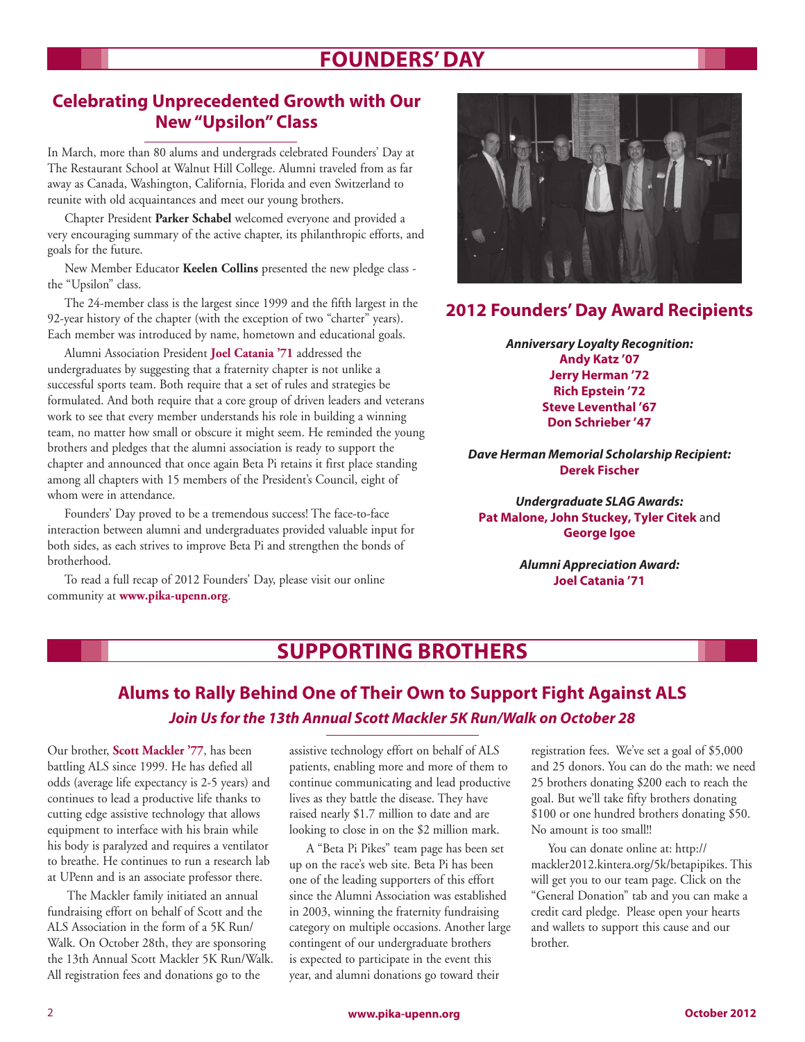# FOUNDERS' DAY

## Celebrating Unprecedented Growth with Our New "Upsilon" Class

In March, more than 80 alums and undergrads celebrated Founders' Day at The Restaurant School at Walnut Hill College. Alumni traveled from as far away as Canada, Washington, California, Florida and even Switzerland to reunite with old acquaintances and meet our young brothers.

Chapter President **Parker Schabel** welcomed everyone and provided a very encouraging summary of the active chapter, its philanthropic efforts, and goals for the future.

New Member Educator **Keelen Collins** presented the new pledge class - the "Upsilon" class.

The 24-member class is the largest since 1999 and the fifth largest in the 92-year history of the chapter (with the exception of two "charter" years). Each member was introduced by name, hometown and educational goals.

Alumni Association President **Joel Catania '71** addressed the undergraduates by suggesting that a fraternity chapter is not unlike a successful sports team. Both require that a set of rules and strategies be formulated. And both require that a core group of driven leaders and veterans work to see that every member understands his role in building a winning team, no matter how small or obscure it might seem. He reminded the young brothers and pledges that the alumni association is ready to support the chapter and announced that once again Beta Pi retains it first place standing among all chapters with 15 members of the President's Council, eight of whom were in attendance.

Founders' Day proved to be a tremendous success! The face-to-face interaction between alumni and undergraduates provided valuable input for both sides, as each strives to improve Beta Pi and strengthen the bonds of brotherhood.

To read a full recap of 2012 Founders' Day, please visit our online community at **www.pika-upenn.org**.

## 2012 Founders' Day Award Recipients

***Anniversary Loyalty Recognition:***
**Andy Katz '07**
**Jerry Herman '72**
**Rich Epstein '72**
**Steve Leventhal '67**
**Don Schrieber '47**

***Dave Herman Memorial Scholarship Recipient:***
**Derek Fischer**

***Undergraduate SLAG Awards:***
**Pat Malone, John Stuckey, Tyler Citek** and **George Igoe**

***Alumni Appreciation Award:***
**Joel Catania '71**

# SUPPORTING BROTHERS

## Alums to Rally Behind One of Their Own to Support Fight Against ALS

### *Join Us for the 13th Annual Scott Mackler 5K Run/Walk on October 28*

Our brother, **Scott Mackler '77**, has been battling ALS since 1999. He has defied all odds (average life expectancy is 2-5 years) and continues to lead a productive life thanks to cutting edge assistive technology that allows equipment to interface with his brain while his body is paralyzed and requires a ventilator to breathe. He continues to run a research lab at UPenn and is an associate professor there.

The Mackler family initiated an annual fundraising effort on behalf of Scott and the ALS Association in the form of a 5K Run/Walk. On October 28th, they are sponsoring the 13th Annual Scott Mackler 5K Run/Walk. All registration fees and donations go to the assistive technology effort on behalf of ALS patients, enabling more and more of them to continue communicating and lead productive lives as they battle the disease. They have raised nearly $1.7 million to date and are looking to close in on the $2 million mark.

A "Beta Pi Pikes" team page has been set up on the race's web site. Beta Pi has been one of the leading supporters of this effort since the Alumni Association was established in 2003, winning the fraternity fundraising category on multiple occasions. Another large contingent of our undergraduate brothers is expected to participate in the event this year, and alumni donations go toward their registration fees. We've set a goal of $5,000 and 25 donors. You can do the math: we need 25 brothers donating $200 each to reach the goal. But we'll take fifty brothers donating $100 or one hundred brothers donating $50. No amount is too small!!

You can donate online at: http://mackler2012.kintera.org/5k/betapipikes. This will get you to our team page. Click on the "General Donation" tab and you can make a credit card pledge. Please open your hearts and wallets to support this cause and our brother.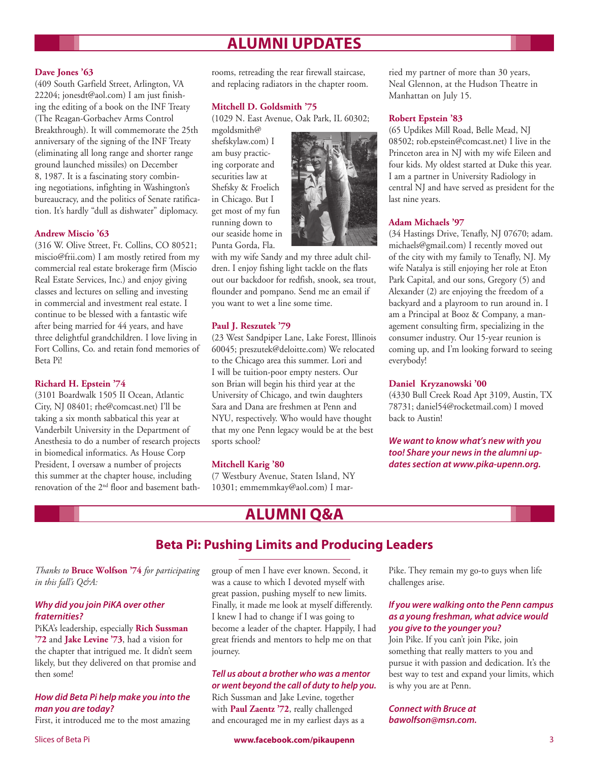# ALUMNI UPDATES

**Dave Jones '63**

(409 South Garfield Street, Arlington, VA 22204; jonesdt@aol.com) I am just finishing the editing of a book on the INF Treaty (The Reagan-Gorbachev Arms Control Breakthrough). It will commemorate the 25th anniversary of the signing of the INF Treaty (eliminating all long range and shorter range ground launched missiles) on December 8, 1987. It is a fascinating story combining negotiations, infighting in Washington's bureaucracy, and the politics of Senate ratification. It's hardly "dull as dishwater" diplomacy.

**Andrew Miscio '63**

(316 W. Olive Street, Ft. Collins, CO 80521; miscio@frii.com) I am mostly retired from my commercial real estate brokerage firm (Miscio Real Estate Services, Inc.) and enjoy giving classes and lectures on selling and investing in commercial and investment real estate. I continue to be blessed with a fantastic wife after being married for 44 years, and have three delightful grandchildren. I love living in Fort Collins, Co. and retain fond memories of Beta Pi!

**Richard H. Epstein '74**

(3101 Boardwalk 1505 II Ocean, Atlantic City, NJ 08401; rhe@comcast.net) I'll be taking a six month sabbatical this year at Vanderbilt University in the Department of Anesthesia to do a number of research projects in biomedical informatics. As House Corp President, I oversaw a number of projects this summer at the chapter house, including renovation of the 2nd floor and basement bathrooms, retreading the rear firewall staircase, and replacing radiators in the chapter room.

**Mitchell D. Goldsmith '75**

(1029 N. East Avenue, Oak Park, IL 60302; mgoldsmith@shefskylaw.com) I am busy practicing corporate and securities law at Shefsky & Froelich in Chicago. But I get most of my fun running down to our seaside home in Punta Gorda, Fla. with my wife Sandy and my three adult children. I enjoy fishing light tackle on the flats out our backdoor for redfish, snook, sea trout, flounder and pompano. Send me an email if you want to wet a line some time.

**Paul J. Reszutek '79**

(23 West Sandpiper Lane, Lake Forest, Illinois 60045; preszutek@deloitte.com) We relocated to the Chicago area this summer. Lori and I will be tuition-poor empty nesters. Our son Brian will begin his third year at the University of Chicago, and twin daughters Sara and Dana are freshmen at Penn and NYU, respectively. Who would have thought that my one Penn legacy would be at the best sports school?

**Mitchell Karig '80**

(7 Westbury Avenue, Staten Island, NY 10301; emmemmkay@aol.com) I married my partner of more than 30 years, Neal Glennon, at the Hudson Theatre in Manhattan on July 15.

**Robert Epstein '83**

(65 Updikes Mill Road, Belle Mead, NJ 08502; rob.epstein@comcast.net) I live in the Princeton area in NJ with my wife Eileen and four kids. My oldest started at Duke this year. I am a partner in University Radiology in central NJ and have served as president for the last nine years.

**Adam Michaels '97**

(34 Hastings Drive, Tenafly, NJ 07670; adam.michaels@gmail.com) I recently moved out of the city with my family to Tenafly, NJ. My wife Natalya is still enjoying her role at Eton Park Capital, and our sons, Gregory (5) and Alexander (2) are enjoying the freedom of a backyard and a playroom to run around in. I am a Principal at Booz & Company, a management consulting firm, specializing in the consumer industry. Our 15-year reunion is coming up, and I'm looking forward to seeing everybody!

**Daniel Kryzanowski '00**

(4330 Bull Creek Road Apt 3109, Austin, TX 78731; daniel54@rocketmail.com) I moved back to Austin!

***We want to know what's new with you too! Share your news in the alumni updates section at www.pika-upenn.org.***

# ALUMNI Q&A

## Beta Pi: Pushing Limits and Producing Leaders

*Thanks to* **Bruce Wolfson '74** *for participating in this fall's Q&A:*

***Why did you join PiKA over other fraternities?***

PiKA's leadership, especially **Rich Sussman '72** and **Jake Levine '73**, had a vision for the chapter that intrigued me. It didn't seem likely, but they delivered on that promise and then some!

***How did Beta Pi help make you into the man you are today?***

First, it introduced me to the most amazing group of men I have ever known. Second, it was a cause to which I devoted myself with great passion, pushing myself to new limits. Finally, it made me look at myself differently. I knew I had to change if I was going to become a leader of the chapter. Happily, I had great friends and mentors to help me on that journey.

***Tell us about a brother who was a mentor or went beyond the call of duty to help you.***

Rich Sussman and Jake Levine, together with **Paul Zaentz '72**, really challenged and encouraged me in my earliest days as a Pike. They remain my go-to guys when life challenges arise.

***If you were walking onto the Penn campus as a young freshman, what advice would you give to the younger you?***

Join Pike. If you can't join Pike, join something that really matters to you and pursue it with passion and dedication. It's the best way to test and expand your limits, which is why you are at Penn.

***Connect with Bruce at bawolfson@msn.com.***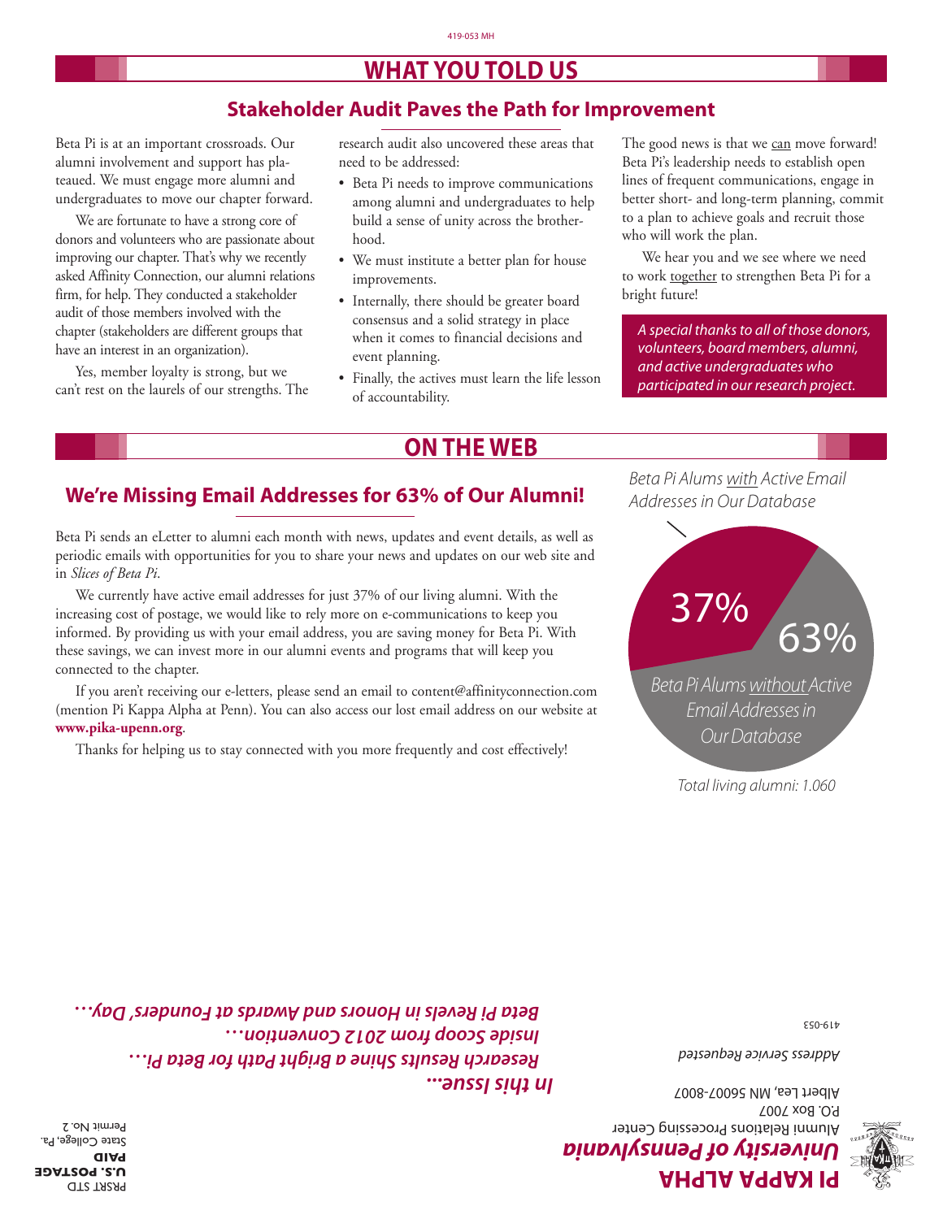# WHAT YOU TOLD US

## Stakeholder Audit Paves the Path for Improvement

Beta Pi is at an important crossroads. Our alumni involvement and support has plateaued. We must engage more alumni and undergraduates to move our chapter forward.

We are fortunate to have a strong core of donors and volunteers who are passionate about improving our chapter. That's why we recently asked Affinity Connection, our alumni relations firm, for help. They conducted a stakeholder audit of those members involved with the chapter (stakeholders are different groups that have an interest in an organization).

Yes, member loyalty is strong, but we can't rest on the laurels of our strengths. The research audit also uncovered these areas that need to be addressed:

- Beta Pi needs to improve communications among alumni and undergraduates to help build a sense of unity across the brotherhood.
- We must institute a better plan for house improvements.
- Internally, there should be greater board consensus and a solid strategy in place when it comes to financial decisions and event planning.
- Finally, the actives must learn the life lesson of accountability.

The good news is that we can move forward! Beta Pi's leadership needs to establish open lines of frequent communications, engage in better short- and long-term planning, commit to a plan to achieve goals and recruit those who will work the plan.

We hear you and we see where we need to work together to strengthen Beta Pi for a bright future!

*A special thanks to all of those donors, volunteers, board members, alumni, and active undergraduates who participated in our research project.*

# ON THE WEB

## We're Missing Email Addresses for 63% of Our Alumni!

Beta Pi sends an eLetter to alumni each month with news, updates and event details, as well as periodic emails with opportunities for you to share your news and updates on our web site and in *Slices of Beta Pi*.

We currently have active email addresses for just 37% of our living alumni. With the increasing cost of postage, we would like to rely more on e-communications to keep you informed. By providing us with your email address, you are saving money for Beta Pi. With these savings, we can invest more in our alumni events and programs that will keep you connected to the chapter.

If you aren't receiving our e-letters, please send an email to content@affinityconnection.com (mention Pi Kappa Alpha at Penn). You can also access our lost email address on our website at **www.pika-upenn.org**.

Thanks for helping us to stay connected with you more frequently and cost effectively!

*Beta Pi Alums with Active Email Addresses in Our Database*

37%

63%

*Beta Pi Alums without Active Email Addresses in Our Database*

*Total living alumni: 1,060*

**PI KAPPA ALPHA**
***University of Pennsylvania***
Alumni Relations Processing Center
P.O. Box 7007
Albert Lea, MN 56007-8007

*Address Service Requested*

419-053

PRSRT STD
**U.S. POSTAGE**
**PAID**
State College, Pa.
Permit No. 2

***In this Issue...***

***Research Results Shine a Bright Path for Beta Pi...***
***Inside Scoop from 2012 Convention...***
***Beta Pi Revels in Honors and Awards at Founders' Day...***